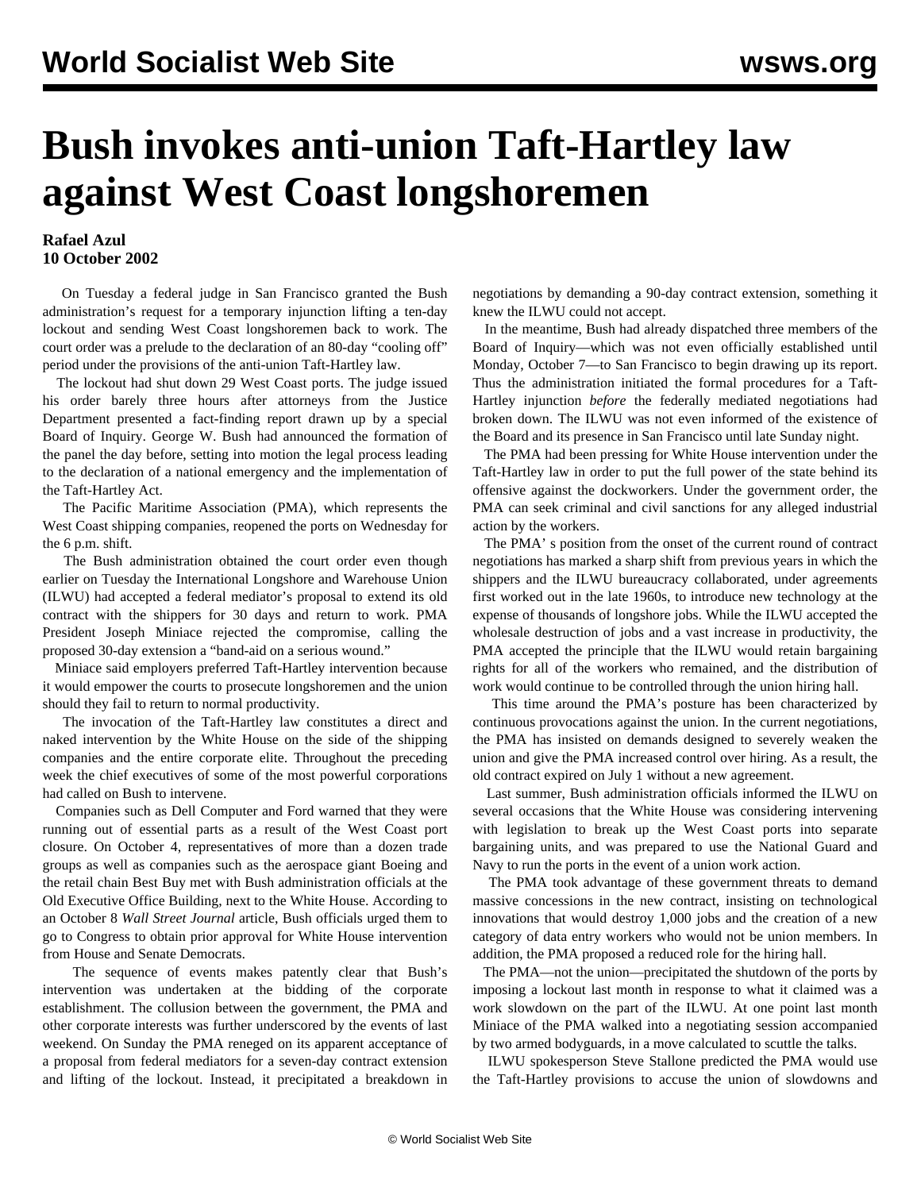# Bush invokes anti-union Taft-Hartley law against West Coast longshoremen

**Rafael Azul**
**10 October 2002**

On Tuesday a federal judge in San Francisco granted the Bush administration's request for a temporary injunction lifting a ten-day lockout and sending West Coast longshoremen back to work. The court order was a prelude to the declaration of an 80-day "cooling off" period under the provisions of the anti-union Taft-Hartley law.

The lockout had shut down 29 West Coast ports. The judge issued his order barely three hours after attorneys from the Justice Department presented a fact-finding report drawn up by a special Board of Inquiry. George W. Bush had announced the formation of the panel the day before, setting into motion the legal process leading to the declaration of a national emergency and the implementation of the Taft-Hartley Act.

The Pacific Maritime Association (PMA), which represents the West Coast shipping companies, reopened the ports on Wednesday for the 6 p.m. shift.

The Bush administration obtained the court order even though earlier on Tuesday the International Longshore and Warehouse Union (ILWU) had accepted a federal mediator's proposal to extend its old contract with the shippers for 30 days and return to work. PMA President Joseph Miniace rejected the compromise, calling the proposed 30-day extension a "band-aid on a serious wound."

Miniace said employers preferred Taft-Hartley intervention because it would empower the courts to prosecute longshoremen and the union should they fail to return to normal productivity.

The invocation of the Taft-Hartley law constitutes a direct and naked intervention by the White House on the side of the shipping companies and the entire corporate elite. Throughout the preceding week the chief executives of some of the most powerful corporations had called on Bush to intervene.

Companies such as Dell Computer and Ford warned that they were running out of essential parts as a result of the West Coast port closure. On October 4, representatives of more than a dozen trade groups as well as companies such as the aerospace giant Boeing and the retail chain Best Buy met with Bush administration officials at the Old Executive Office Building, next to the White House. According to an October 8 *Wall Street Journal* article, Bush officials urged them to go to Congress to obtain prior approval for White House intervention from House and Senate Democrats.

The sequence of events makes patently clear that Bush's intervention was undertaken at the bidding of the corporate establishment. The collusion between the government, the PMA and other corporate interests was further underscored by the events of last weekend. On Sunday the PMA reneged on its apparent acceptance of a proposal from federal mediators for a seven-day contract extension and lifting of the lockout. Instead, it precipitated a breakdown in negotiations by demanding a 90-day contract extension, something it knew the ILWU could not accept.

In the meantime, Bush had already dispatched three members of the Board of Inquiry—which was not even officially established until Monday, October 7—to San Francisco to begin drawing up its report. Thus the administration initiated the formal procedures for a Taft-Hartley injunction *before* the federally mediated negotiations had broken down. The ILWU was not even informed of the existence of the Board and its presence in San Francisco until late Sunday night.

The PMA had been pressing for White House intervention under the Taft-Hartley law in order to put the full power of the state behind its offensive against the dockworkers. Under the government order, the PMA can seek criminal and civil sanctions for any alleged industrial action by the workers.

The PMA' s position from the onset of the current round of contract negotiations has marked a sharp shift from previous years in which the shippers and the ILWU bureaucracy collaborated, under agreements first worked out in the late 1960s, to introduce new technology at the expense of thousands of longshore jobs. While the ILWU accepted the wholesale destruction of jobs and a vast increase in productivity, the PMA accepted the principle that the ILWU would retain bargaining rights for all of the workers who remained, and the distribution of work would continue to be controlled through the union hiring hall.

This time around the PMA's posture has been characterized by continuous provocations against the union. In the current negotiations, the PMA has insisted on demands designed to severely weaken the union and give the PMA increased control over hiring. As a result, the old contract expired on July 1 without a new agreement.

Last summer, Bush administration officials informed the ILWU on several occasions that the White House was considering intervening with legislation to break up the West Coast ports into separate bargaining units, and was prepared to use the National Guard and Navy to run the ports in the event of a union work action.

The PMA took advantage of these government threats to demand massive concessions in the new contract, insisting on technological innovations that would destroy 1,000 jobs and the creation of a new category of data entry workers who would not be union members. In addition, the PMA proposed a reduced role for the hiring hall.

The PMA—not the union—precipitated the shutdown of the ports by imposing a lockout last month in response to what it claimed was a work slowdown on the part of the ILWU. At one point last month Miniace of the PMA walked into a negotiating session accompanied by two armed bodyguards, in a move calculated to scuttle the talks.

ILWU spokesperson Steve Stallone predicted the PMA would use the Taft-Hartley provisions to accuse the union of slowdowns and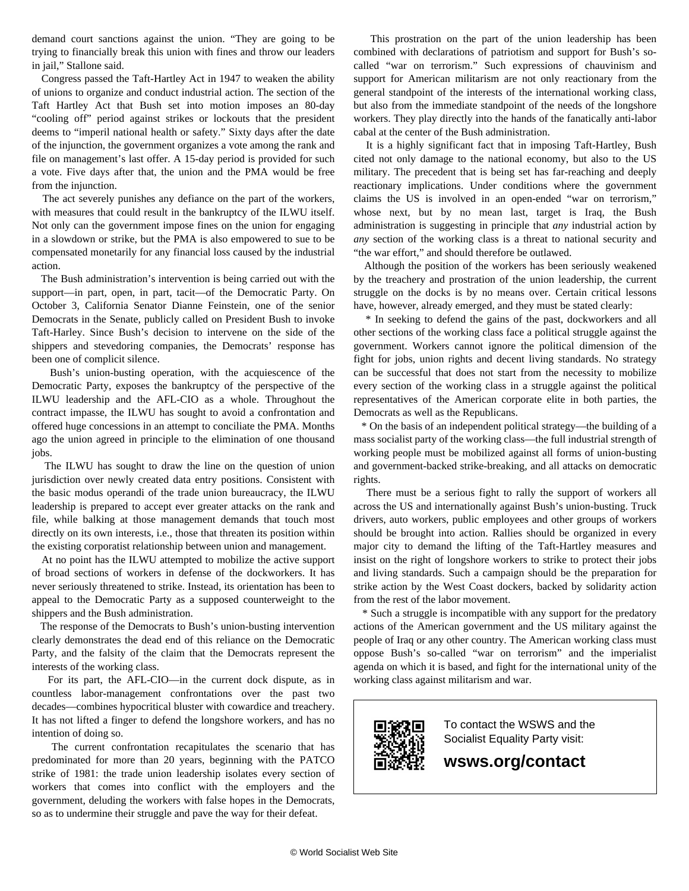demand court sanctions against the union. "They are going to be trying to financially break this union with fines and throw our leaders in jail," Stallone said.

Congress passed the Taft-Hartley Act in 1947 to weaken the ability of unions to organize and conduct industrial action. The section of the Taft Hartley Act that Bush set into motion imposes an 80-day "cooling off" period against strikes or lockouts that the president deems to "imperil national health or safety." Sixty days after the date of the injunction, the government organizes a vote among the rank and file on management's last offer. A 15-day period is provided for such a vote. Five days after that, the union and the PMA would be free from the injunction.

The act severely punishes any defiance on the part of the workers, with measures that could result in the bankruptcy of the ILWU itself. Not only can the government impose fines on the union for engaging in a slowdown or strike, but the PMA is also empowered to sue to be compensated monetarily for any financial loss caused by the industrial action.

The Bush administration's intervention is being carried out with the support—in part, open, in part, tacit—of the Democratic Party. On October 3, California Senator Dianne Feinstein, one of the senior Democrats in the Senate, publicly called on President Bush to invoke Taft-Harley. Since Bush's decision to intervene on the side of the shippers and stevedoring companies, the Democrats' response has been one of complicit silence.

Bush's union-busting operation, with the acquiescence of the Democratic Party, exposes the bankruptcy of the perspective of the ILWU leadership and the AFL-CIO as a whole. Throughout the contract impasse, the ILWU has sought to avoid a confrontation and offered huge concessions in an attempt to conciliate the PMA. Months ago the union agreed in principle to the elimination of one thousand jobs.

The ILWU has sought to draw the line on the question of union jurisdiction over newly created data entry positions. Consistent with the basic modus operandi of the trade union bureaucracy, the ILWU leadership is prepared to accept ever greater attacks on the rank and file, while balking at those management demands that touch most directly on its own interests, i.e., those that threaten its position within the existing corporatist relationship between union and management.

At no point has the ILWU attempted to mobilize the active support of broad sections of workers in defense of the dockworkers. It has never seriously threatened to strike. Instead, its orientation has been to appeal to the Democratic Party as a supposed counterweight to the shippers and the Bush administration.

The response of the Democrats to Bush's union-busting intervention clearly demonstrates the dead end of this reliance on the Democratic Party, and the falsity of the claim that the Democrats represent the interests of the working class.

For its part, the AFL-CIO—in the current dock dispute, as in countless labor-management confrontations over the past two decades—combines hypocritical bluster with cowardice and treachery. It has not lifted a finger to defend the longshore workers, and has no intention of doing so.

The current confrontation recapitulates the scenario that has predominated for more than 20 years, beginning with the PATCO strike of 1981: the trade union leadership isolates every section of workers that comes into conflict with the employers and the government, deluding the workers with false hopes in the Democrats, so as to undermine their struggle and pave the way for their defeat.

This prostration on the part of the union leadership has been combined with declarations of patriotism and support for Bush's so-called "war on terrorism." Such expressions of chauvinism and support for American militarism are not only reactionary from the general standpoint of the interests of the international working class, but also from the immediate standpoint of the needs of the longshore workers. They play directly into the hands of the fanatically anti-labor cabal at the center of the Bush administration.

It is a highly significant fact that in imposing Taft-Hartley, Bush cited not only damage to the national economy, but also to the US military. The precedent that is being set has far-reaching and deeply reactionary implications. Under conditions where the government claims the US is involved in an open-ended "war on terrorism," whose next, but by no mean last, target is Iraq, the Bush administration is suggesting in principle that *any* industrial action by *any* section of the working class is a threat to national security and "the war effort," and should therefore be outlawed.

Although the position of the workers has been seriously weakened by the treachery and prostration of the union leadership, the current struggle on the docks is by no means over. Certain critical lessons have, however, already emerged, and they must be stated clearly:

* In seeking to defend the gains of the past, dockworkers and all other sections of the working class face a political struggle against the government. Workers cannot ignore the political dimension of the fight for jobs, union rights and decent living standards. No strategy can be successful that does not start from the necessity to mobilize every section of the working class in a struggle against the political representatives of the American corporate elite in both parties, the Democrats as well as the Republicans.

* On the basis of an independent political strategy—the building of a mass socialist party of the working class—the full industrial strength of working people must be mobilized against all forms of union-busting and government-backed strike-breaking, and all attacks on democratic rights.

There must be a serious fight to rally the support of workers all across the US and internationally against Bush's union-busting. Truck drivers, auto workers, public employees and other groups of workers should be brought into action. Rallies should be organized in every major city to demand the lifting of the Taft-Hartley measures and insist on the right of longshore workers to strike to protect their jobs and living standards. Such a campaign should be the preparation for strike action by the West Coast dockers, backed by solidarity action from the rest of the labor movement.

* Such a struggle is incompatible with any support for the predatory actions of the American government and the US military against the people of Iraq or any other country. The American working class must oppose Bush's so-called "war on terrorism" and the imperialist agenda on which it is based, and fight for the international unity of the working class against militarism and war.

To contact the WSWS and the Socialist Equality Party visit:

**wsws.org/contact**